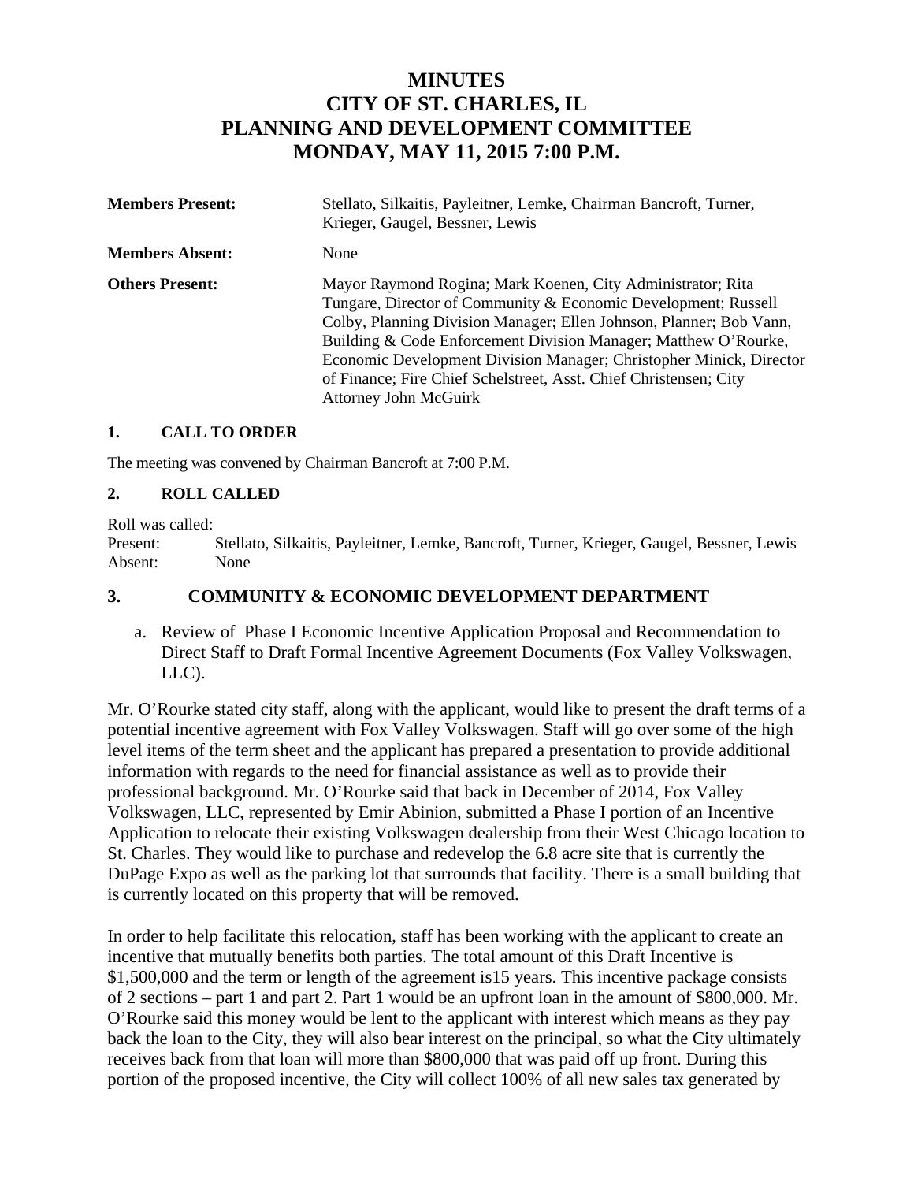# MINUTES
# CITY OF ST. CHARLES, IL
# PLANNING AND DEVELOPMENT COMMITTEE
# MONDAY, MAY 11, 2015 7:00 P.M.

**Members Present:** Stellato, Silkaitis, Payleitner, Lemke, Chairman Bancroft, Turner, Krieger, Gaugel, Bessner, Lewis

**Members Absent:** None

**Others Present:** Mayor Raymond Rogina; Mark Koenen, City Administrator; Rita Tungare, Director of Community & Economic Development; Russell Colby, Planning Division Manager; Ellen Johnson, Planner; Bob Vann, Building & Code Enforcement Division Manager; Matthew O'Rourke, Economic Development Division Manager; Christopher Minick, Director of Finance; Fire Chief Schelstreet, Asst. Chief Christensen; City Attorney John McGuirk

## 1. CALL TO ORDER

The meeting was convened by Chairman Bancroft at 7:00 P.M.

## 2. ROLL CALLED

Roll was called:
Present: Stellato, Silkaitis, Payleitner, Lemke, Bancroft, Turner, Krieger, Gaugel, Bessner, Lewis
Absent: None

## 3. COMMUNITY & ECONOMIC DEVELOPMENT DEPARTMENT

a. Review of Phase I Economic Incentive Application Proposal and Recommendation to Direct Staff to Draft Formal Incentive Agreement Documents (Fox Valley Volkswagen, LLC).

Mr. O'Rourke stated city staff, along with the applicant, would like to present the draft terms of a potential incentive agreement with Fox Valley Volkswagen. Staff will go over some of the high level items of the term sheet and the applicant has prepared a presentation to provide additional information with regards to the need for financial assistance as well as to provide their professional background. Mr. O'Rourke said that back in December of 2014, Fox Valley Volkswagen, LLC, represented by Emir Abinion, submitted a Phase I portion of an Incentive Application to relocate their existing Volkswagen dealership from their West Chicago location to St. Charles. They would like to purchase and redevelop the 6.8 acre site that is currently the DuPage Expo as well as the parking lot that surrounds that facility. There is a small building that is currently located on this property that will be removed.

In order to help facilitate this relocation, staff has been working with the applicant to create an incentive that mutually benefits both parties. The total amount of this Draft Incentive is $1,500,000 and the term or length of the agreement is15 years. This incentive package consists of 2 sections – part 1 and part 2. Part 1 would be an upfront loan in the amount of $800,000. Mr. O'Rourke said this money would be lent to the applicant with interest which means as they pay back the loan to the City, they will also bear interest on the principal, so what the City ultimately receives back from that loan will more than $800,000 that was paid off up front. During this portion of the proposed incentive, the City will collect 100% of all new sales tax generated by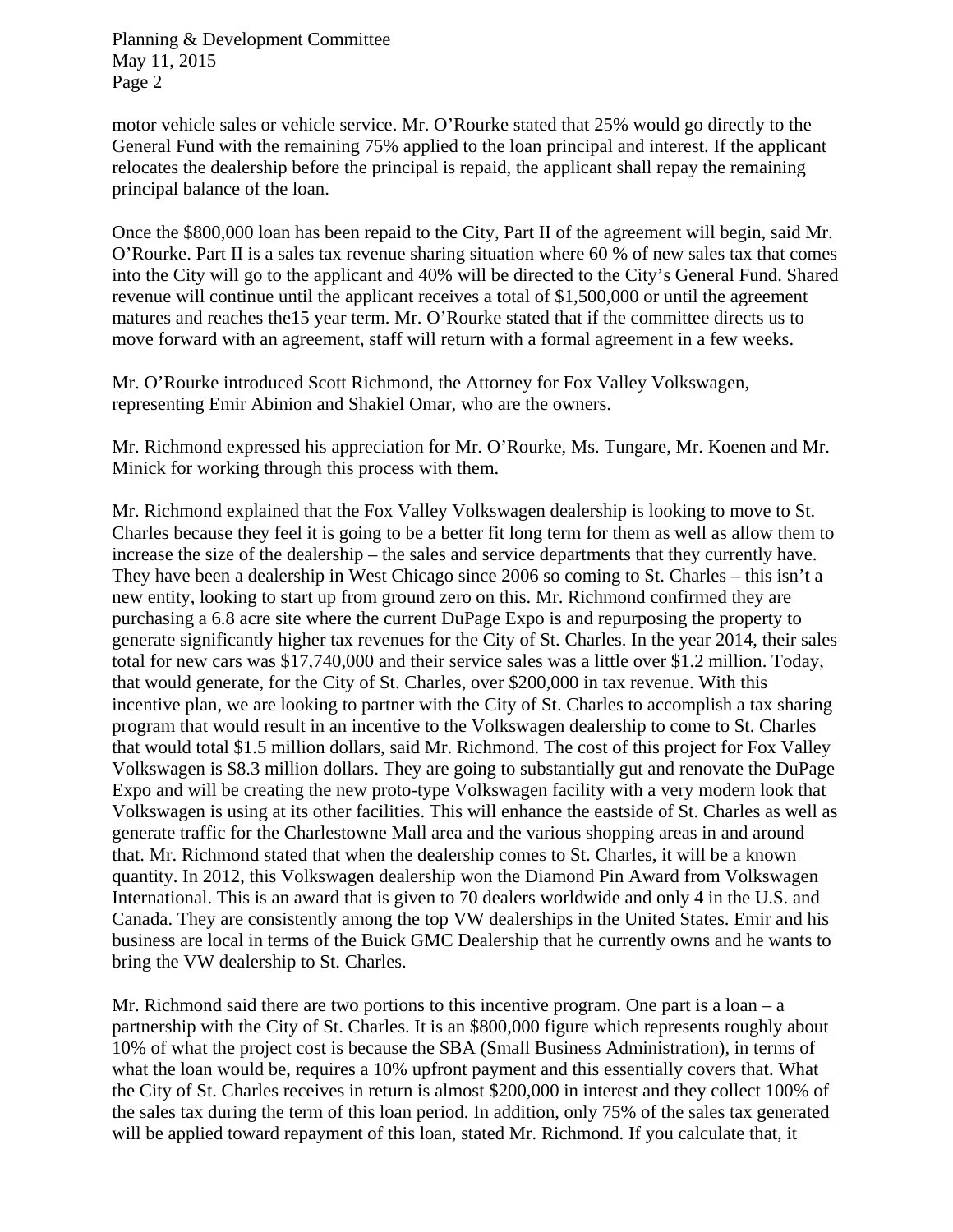motor vehicle sales or vehicle service. Mr. O'Rourke stated that 25% would go directly to the General Fund with the remaining 75% applied to the loan principal and interest. If the applicant relocates the dealership before the principal is repaid, the applicant shall repay the remaining principal balance of the loan.

Once the $800,000 loan has been repaid to the City, Part II of the agreement will begin, said Mr. O'Rourke. Part II is a sales tax revenue sharing situation where 60 % of new sales tax that comes into the City will go to the applicant and 40% will be directed to the City's General Fund. Shared revenue will continue until the applicant receives a total of $1,500,000 or until the agreement matures and reaches the15 year term. Mr. O'Rourke stated that if the committee directs us to move forward with an agreement, staff will return with a formal agreement in a few weeks.

Mr. O'Rourke introduced Scott Richmond, the Attorney for Fox Valley Volkswagen, representing Emir Abinion and Shakiel Omar, who are the owners.

Mr. Richmond expressed his appreciation for Mr. O'Rourke, Ms. Tungare, Mr. Koenen and Mr. Minick for working through this process with them.

Mr. Richmond explained that the Fox Valley Volkswagen dealership is looking to move to St. Charles because they feel it is going to be a better fit long term for them as well as allow them to increase the size of the dealership – the sales and service departments that they currently have. They have been a dealership in West Chicago since 2006 so coming to St. Charles – this isn't a new entity, looking to start up from ground zero on this. Mr. Richmond confirmed they are purchasing a 6.8 acre site where the current DuPage Expo is and repurposing the property to generate significantly higher tax revenues for the City of St. Charles. In the year 2014, their sales total for new cars was $17,740,000 and their service sales was a little over $1.2 million. Today, that would generate, for the City of St. Charles, over $200,000 in tax revenue. With this incentive plan, we are looking to partner with the City of St. Charles to accomplish a tax sharing program that would result in an incentive to the Volkswagen dealership to come to St. Charles that would total $1.5 million dollars, said Mr. Richmond. The cost of this project for Fox Valley Volkswagen is $8.3 million dollars. They are going to substantially gut and renovate the DuPage Expo and will be creating the new proto-type Volkswagen facility with a very modern look that Volkswagen is using at its other facilities. This will enhance the eastside of St. Charles as well as generate traffic for the Charlestowne Mall area and the various shopping areas in and around that. Mr. Richmond stated that when the dealership comes to St. Charles, it will be a known quantity. In 2012, this Volkswagen dealership won the Diamond Pin Award from Volkswagen International. This is an award that is given to 70 dealers worldwide and only 4 in the U.S. and Canada. They are consistently among the top VW dealerships in the United States. Emir and his business are local in terms of the Buick GMC Dealership that he currently owns and he wants to bring the VW dealership to St. Charles.

Mr. Richmond said there are two portions to this incentive program. One part is a loan – a partnership with the City of St. Charles. It is an $800,000 figure which represents roughly about 10% of what the project cost is because the SBA (Small Business Administration), in terms of what the loan would be, requires a 10% upfront payment and this essentially covers that. What the City of St. Charles receives in return is almost $200,000 in interest and they collect 100% of the sales tax during the term of this loan period. In addition, only 75% of the sales tax generated will be applied toward repayment of this loan, stated Mr. Richmond. If you calculate that, it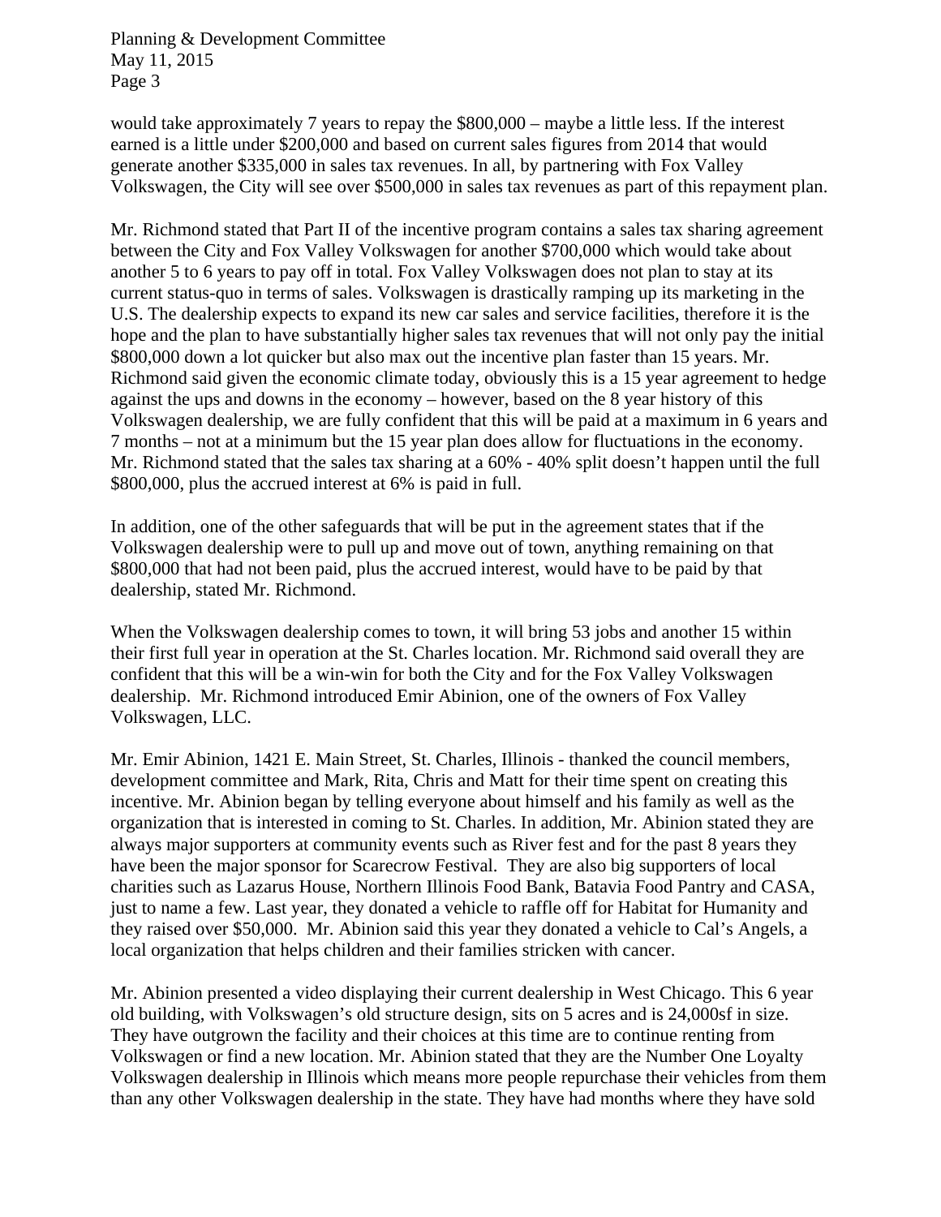would take approximately 7 years to repay the $800,000 – maybe a little less. If the interest earned is a little under $200,000 and based on current sales figures from 2014 that would generate another $335,000 in sales tax revenues. In all, by partnering with Fox Valley Volkswagen, the City will see over $500,000 in sales tax revenues as part of this repayment plan.

Mr. Richmond stated that Part II of the incentive program contains a sales tax sharing agreement between the City and Fox Valley Volkswagen for another $700,000 which would take about another 5 to 6 years to pay off in total. Fox Valley Volkswagen does not plan to stay at its current status-quo in terms of sales. Volkswagen is drastically ramping up its marketing in the U.S. The dealership expects to expand its new car sales and service facilities, therefore it is the hope and the plan to have substantially higher sales tax revenues that will not only pay the initial $800,000 down a lot quicker but also max out the incentive plan faster than 15 years. Mr. Richmond said given the economic climate today, obviously this is a 15 year agreement to hedge against the ups and downs in the economy – however, based on the 8 year history of this Volkswagen dealership, we are fully confident that this will be paid at a maximum in 6 years and 7 months – not at a minimum but the 15 year plan does allow for fluctuations in the economy. Mr. Richmond stated that the sales tax sharing at a 60% - 40% split doesn't happen until the full $800,000, plus the accrued interest at 6% is paid in full.

In addition, one of the other safeguards that will be put in the agreement states that if the Volkswagen dealership were to pull up and move out of town, anything remaining on that $800,000 that had not been paid, plus the accrued interest, would have to be paid by that dealership, stated Mr. Richmond.

When the Volkswagen dealership comes to town, it will bring 53 jobs and another 15 within their first full year in operation at the St. Charles location. Mr. Richmond said overall they are confident that this will be a win-win for both the City and for the Fox Valley Volkswagen dealership. Mr. Richmond introduced Emir Abinion, one of the owners of Fox Valley Volkswagen, LLC.

Mr. Emir Abinion, 1421 E. Main Street, St. Charles, Illinois - thanked the council members, development committee and Mark, Rita, Chris and Matt for their time spent on creating this incentive. Mr. Abinion began by telling everyone about himself and his family as well as the organization that is interested in coming to St. Charles. In addition, Mr. Abinion stated they are always major supporters at community events such as River fest and for the past 8 years they have been the major sponsor for Scarecrow Festival. They are also big supporters of local charities such as Lazarus House, Northern Illinois Food Bank, Batavia Food Pantry and CASA, just to name a few. Last year, they donated a vehicle to raffle off for Habitat for Humanity and they raised over $50,000. Mr. Abinion said this year they donated a vehicle to Cal's Angels, a local organization that helps children and their families stricken with cancer.

Mr. Abinion presented a video displaying their current dealership in West Chicago. This 6 year old building, with Volkswagen's old structure design, sits on 5 acres and is 24,000sf in size. They have outgrown the facility and their choices at this time are to continue renting from Volkswagen or find a new location. Mr. Abinion stated that they are the Number One Loyalty Volkswagen dealership in Illinois which means more people repurchase their vehicles from them than any other Volkswagen dealership in the state. They have had months where they have sold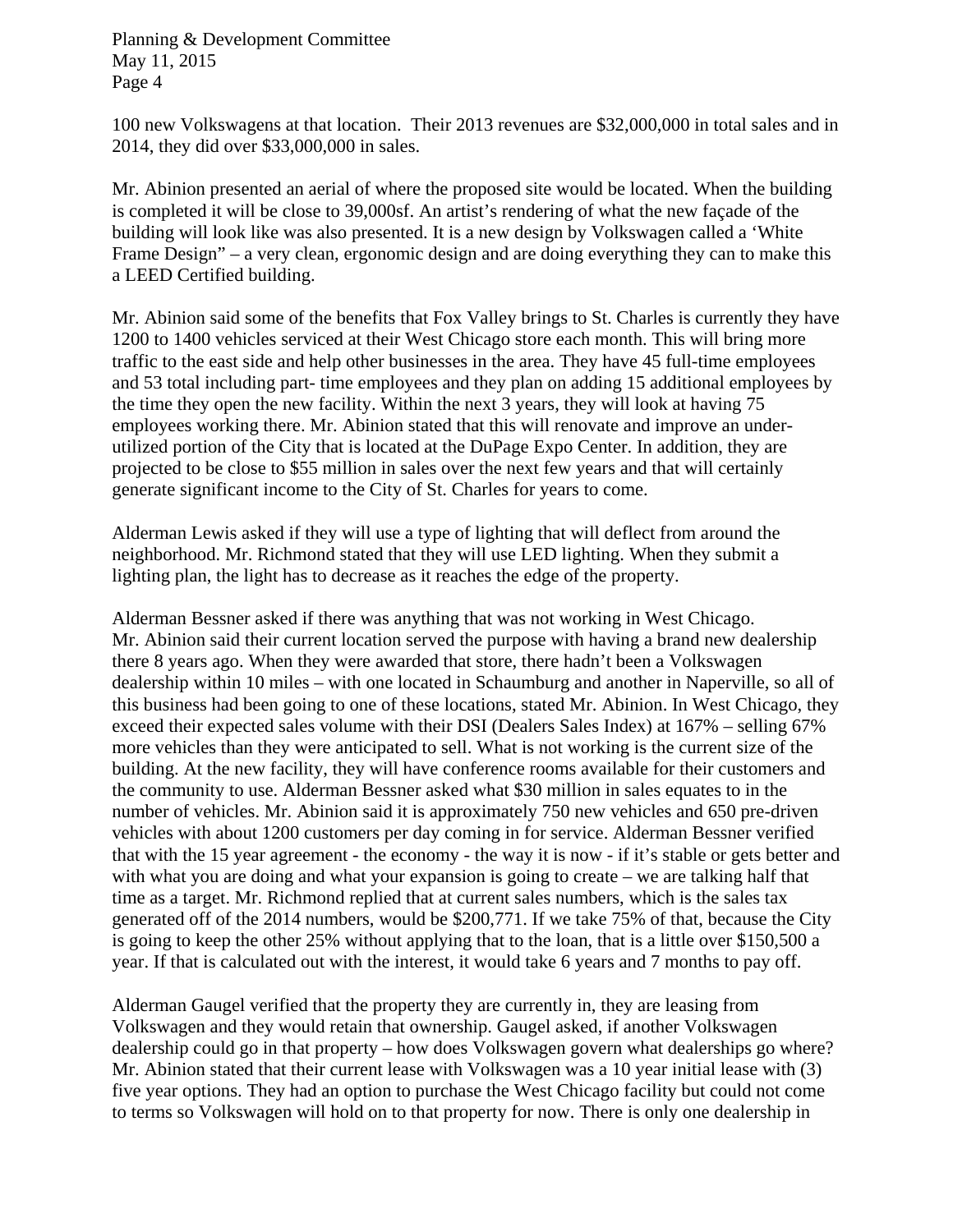100 new Volkswagens at that location. Their 2013 revenues are $32,000,000 in total sales and in 2014, they did over $33,000,000 in sales.

Mr. Abinion presented an aerial of where the proposed site would be located. When the building is completed it will be close to 39,000sf. An artist's rendering of what the new façade of the building will look like was also presented. It is a new design by Volkswagen called a 'White Frame Design" – a very clean, ergonomic design and are doing everything they can to make this a LEED Certified building.

Mr. Abinion said some of the benefits that Fox Valley brings to St. Charles is currently they have 1200 to 1400 vehicles serviced at their West Chicago store each month. This will bring more traffic to the east side and help other businesses in the area. They have 45 full-time employees and 53 total including part- time employees and they plan on adding 15 additional employees by the time they open the new facility. Within the next 3 years, they will look at having 75 employees working there. Mr. Abinion stated that this will renovate and improve an under-utilized portion of the City that is located at the DuPage Expo Center. In addition, they are projected to be close to $55 million in sales over the next few years and that will certainly generate significant income to the City of St. Charles for years to come.

Alderman Lewis asked if they will use a type of lighting that will deflect from around the neighborhood. Mr. Richmond stated that they will use LED lighting. When they submit a lighting plan, the light has to decrease as it reaches the edge of the property.

Alderman Bessner asked if there was anything that was not working in West Chicago. Mr. Abinion said their current location served the purpose with having a brand new dealership there 8 years ago. When they were awarded that store, there hadn't been a Volkswagen dealership within 10 miles – with one located in Schaumburg and another in Naperville, so all of this business had been going to one of these locations, stated Mr. Abinion. In West Chicago, they exceed their expected sales volume with their DSI (Dealers Sales Index) at 167% – selling 67% more vehicles than they were anticipated to sell. What is not working is the current size of the building. At the new facility, they will have conference rooms available for their customers and the community to use. Alderman Bessner asked what $30 million in sales equates to in the number of vehicles. Mr. Abinion said it is approximately 750 new vehicles and 650 pre-driven vehicles with about 1200 customers per day coming in for service. Alderman Bessner verified that with the 15 year agreement - the economy - the way it is now - if it's stable or gets better and with what you are doing and what your expansion is going to create – we are talking half that time as a target. Mr. Richmond replied that at current sales numbers, which is the sales tax generated off of the 2014 numbers, would be $200,771. If we take 75% of that, because the City is going to keep the other 25% without applying that to the loan, that is a little over $150,500 a year. If that is calculated out with the interest, it would take 6 years and 7 months to pay off.

Alderman Gaugel verified that the property they are currently in, they are leasing from Volkswagen and they would retain that ownership. Gaugel asked, if another Volkswagen dealership could go in that property – how does Volkswagen govern what dealerships go where? Mr. Abinion stated that their current lease with Volkswagen was a 10 year initial lease with (3) five year options. They had an option to purchase the West Chicago facility but could not come to terms so Volkswagen will hold on to that property for now. There is only one dealership in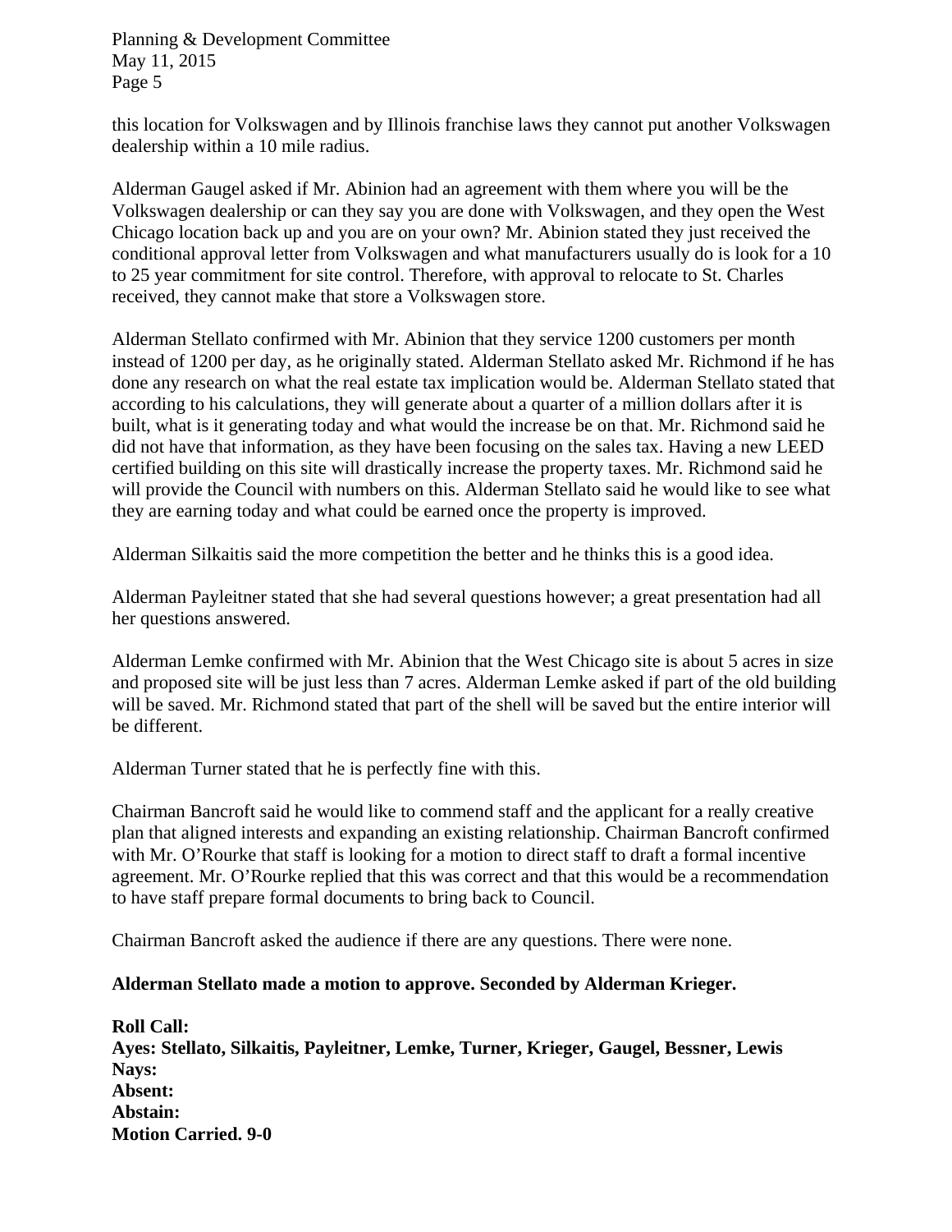this location for Volkswagen and by Illinois franchise laws they cannot put another Volkswagen dealership within a 10 mile radius.

Alderman Gaugel asked if Mr. Abinion had an agreement with them where you will be the Volkswagen dealership or can they say you are done with Volkswagen, and they open the West Chicago location back up and you are on your own? Mr. Abinion stated they just received the conditional approval letter from Volkswagen and what manufacturers usually do is look for a 10 to 25 year commitment for site control. Therefore, with approval to relocate to St. Charles received, they cannot make that store a Volkswagen store.

Alderman Stellato confirmed with Mr. Abinion that they service 1200 customers per month instead of 1200 per day, as he originally stated. Alderman Stellato asked Mr. Richmond if he has done any research on what the real estate tax implication would be. Alderman Stellato stated that according to his calculations, they will generate about a quarter of a million dollars after it is built, what is it generating today and what would the increase be on that. Mr. Richmond said he did not have that information, as they have been focusing on the sales tax. Having a new LEED certified building on this site will drastically increase the property taxes. Mr. Richmond said he will provide the Council with numbers on this. Alderman Stellato said he would like to see what they are earning today and what could be earned once the property is improved.

Alderman Silkaitis said the more competition the better and he thinks this is a good idea.

Alderman Payleitner stated that she had several questions however; a great presentation had all her questions answered.

Alderman Lemke confirmed with Mr. Abinion that the West Chicago site is about 5 acres in size and proposed site will be just less than 7 acres. Alderman Lemke asked if part of the old building will be saved. Mr. Richmond stated that part of the shell will be saved but the entire interior will be different.

Alderman Turner stated that he is perfectly fine with this.

Chairman Bancroft said he would like to commend staff and the applicant for a really creative plan that aligned interests and expanding an existing relationship. Chairman Bancroft confirmed with Mr. O'Rourke that staff is looking for a motion to direct staff to draft a formal incentive agreement. Mr. O'Rourke replied that this was correct and that this would be a recommendation to have staff prepare formal documents to bring back to Council.

Chairman Bancroft asked the audience if there are any questions. There were none.

**Alderman Stellato made a motion to approve. Seconded by Alderman Krieger.**

**Roll Call:**
**Ayes: Stellato, Silkaitis, Payleitner, Lemke, Turner, Krieger, Gaugel, Bessner, Lewis**
**Nays:**
**Absent:**
**Abstain:**
**Motion Carried. 9-0**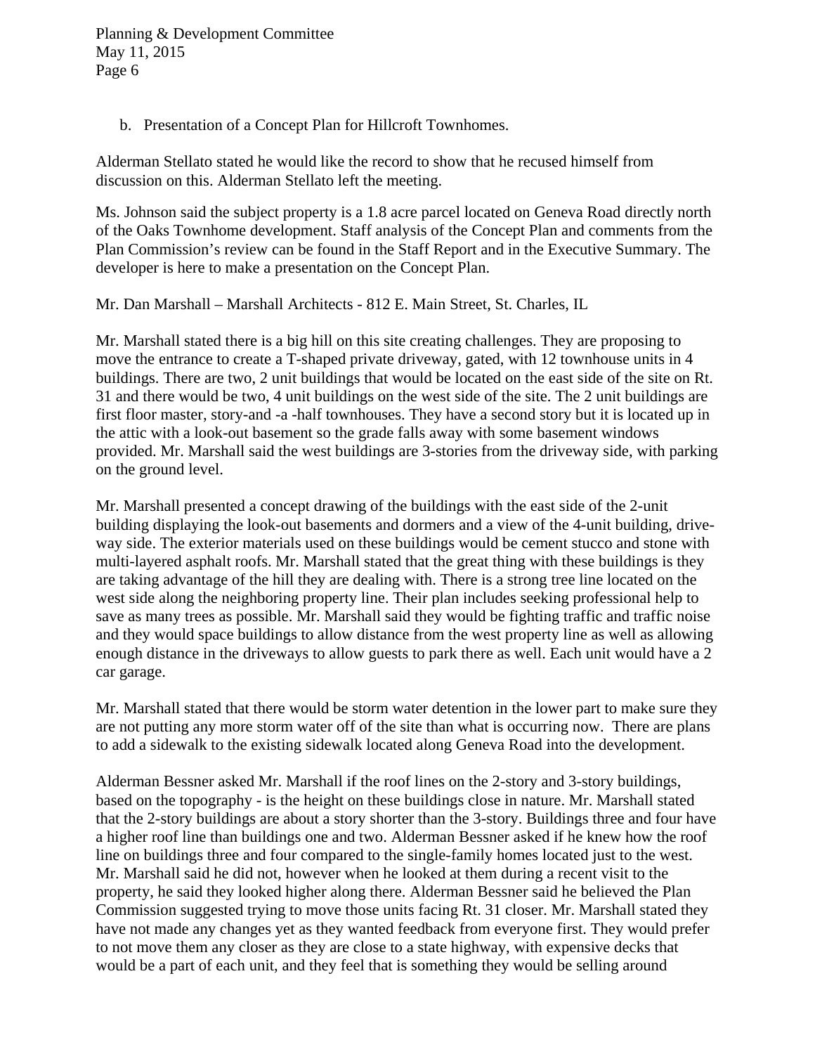b. Presentation of a Concept Plan for Hillcroft Townhomes.

Alderman Stellato stated he would like the record to show that he recused himself from discussion on this. Alderman Stellato left the meeting.

Ms. Johnson said the subject property is a 1.8 acre parcel located on Geneva Road directly north of the Oaks Townhome development. Staff analysis of the Concept Plan and comments from the Plan Commission's review can be found in the Staff Report and in the Executive Summary. The developer is here to make a presentation on the Concept Plan.

Mr. Dan Marshall – Marshall Architects - 812 E. Main Street, St. Charles, IL

Mr. Marshall stated there is a big hill on this site creating challenges. They are proposing to move the entrance to create a T-shaped private driveway, gated, with 12 townhouse units in 4 buildings. There are two, 2 unit buildings that would be located on the east side of the site on Rt. 31 and there would be two, 4 unit buildings on the west side of the site. The 2 unit buildings are first floor master, story-and -a -half townhouses. They have a second story but it is located up in the attic with a look-out basement so the grade falls away with some basement windows provided. Mr. Marshall said the west buildings are 3-stories from the driveway side, with parking on the ground level.

Mr. Marshall presented a concept drawing of the buildings with the east side of the 2-unit building displaying the look-out basements and dormers and a view of the 4-unit building, drive-way side. The exterior materials used on these buildings would be cement stucco and stone with multi-layered asphalt roofs. Mr. Marshall stated that the great thing with these buildings is they are taking advantage of the hill they are dealing with. There is a strong tree line located on the west side along the neighboring property line. Their plan includes seeking professional help to save as many trees as possible. Mr. Marshall said they would be fighting traffic and traffic noise and they would space buildings to allow distance from the west property line as well as allowing enough distance in the driveways to allow guests to park there as well. Each unit would have a 2 car garage.

Mr. Marshall stated that there would be storm water detention in the lower part to make sure they are not putting any more storm water off of the site than what is occurring now. There are plans to add a sidewalk to the existing sidewalk located along Geneva Road into the development.

Alderman Bessner asked Mr. Marshall if the roof lines on the 2-story and 3-story buildings, based on the topography - is the height on these buildings close in nature. Mr. Marshall stated that the 2-story buildings are about a story shorter than the 3-story. Buildings three and four have a higher roof line than buildings one and two. Alderman Bessner asked if he knew how the roof line on buildings three and four compared to the single-family homes located just to the west. Mr. Marshall said he did not, however when he looked at them during a recent visit to the property, he said they looked higher along there. Alderman Bessner said he believed the Plan Commission suggested trying to move those units facing Rt. 31 closer. Mr. Marshall stated they have not made any changes yet as they wanted feedback from everyone first. They would prefer to not move them any closer as they are close to a state highway, with expensive decks that would be a part of each unit, and they feel that is something they would be selling around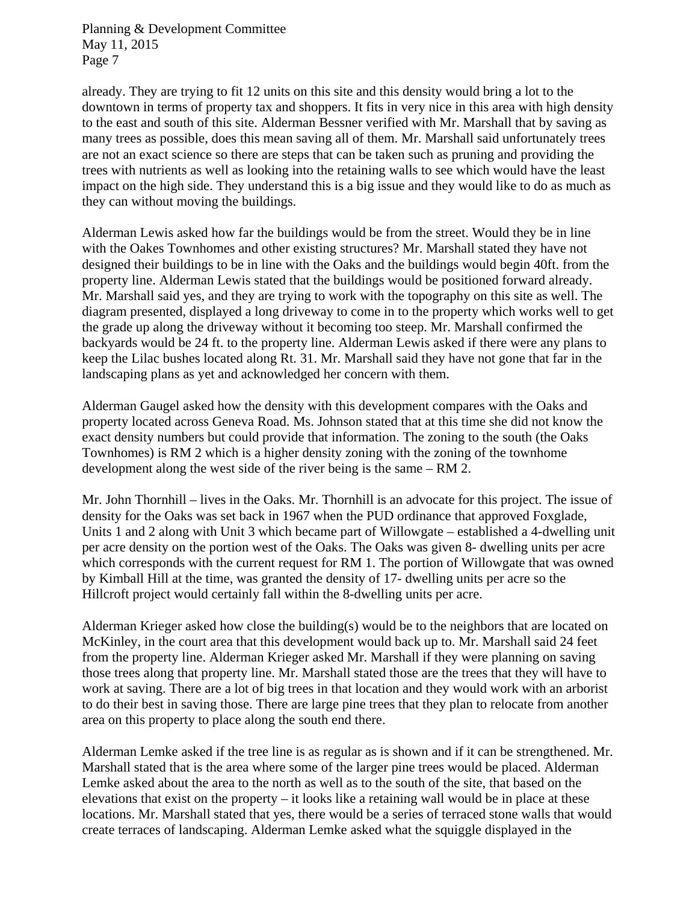already. They are trying to fit 12 units on this site and this density would bring a lot to the downtown in terms of property tax and shoppers. It fits in very nice in this area with high density to the east and south of this site. Alderman Bessner verified with Mr. Marshall that by saving as many trees as possible, does this mean saving all of them. Mr. Marshall said unfortunately trees are not an exact science so there are steps that can be taken such as pruning and providing the trees with nutrients as well as looking into the retaining walls to see which would have the least impact on the high side. They understand this is a big issue and they would like to do as much as they can without moving the buildings.

Alderman Lewis asked how far the buildings would be from the street. Would they be in line with the Oakes Townhomes and other existing structures? Mr. Marshall stated they have not designed their buildings to be in line with the Oaks and the buildings would begin 40ft. from the property line. Alderman Lewis stated that the buildings would be positioned forward already. Mr. Marshall said yes, and they are trying to work with the topography on this site as well. The diagram presented, displayed a long driveway to come in to the property which works well to get the grade up along the driveway without it becoming too steep. Mr. Marshall confirmed the backyards would be 24 ft. to the property line. Alderman Lewis asked if there were any plans to keep the Lilac bushes located along Rt. 31. Mr. Marshall said they have not gone that far in the landscaping plans as yet and acknowledged her concern with them.

Alderman Gaugel asked how the density with this development compares with the Oaks and property located across Geneva Road. Ms. Johnson stated that at this time she did not know the exact density numbers but could provide that information. The zoning to the south (the Oaks Townhomes) is RM 2 which is a higher density zoning with the zoning of the townhome development along the west side of the river being is the same – RM 2.

Mr. John Thornhill – lives in the Oaks. Mr. Thornhill is an advocate for this project. The issue of density for the Oaks was set back in 1967 when the PUD ordinance that approved Foxglade, Units 1 and 2 along with Unit 3 which became part of Willowgate – established a 4-dwelling unit per acre density on the portion west of the Oaks. The Oaks was given 8- dwelling units per acre which corresponds with the current request for RM 1. The portion of Willowgate that was owned by Kimball Hill at the time, was granted the density of 17- dwelling units per acre so the Hillcroft project would certainly fall within the 8-dwelling units per acre.

Alderman Krieger asked how close the building(s) would be to the neighbors that are located on McKinley, in the court area that this development would back up to. Mr. Marshall said 24 feet from the property line. Alderman Krieger asked Mr. Marshall if they were planning on saving those trees along that property line. Mr. Marshall stated those are the trees that they will have to work at saving. There are a lot of big trees in that location and they would work with an arborist to do their best in saving those. There are large pine trees that they plan to relocate from another area on this property to place along the south end there.

Alderman Lemke asked if the tree line is as regular as is shown and if it can be strengthened. Mr. Marshall stated that is the area where some of the larger pine trees would be placed. Alderman Lemke asked about the area to the north as well as to the south of the site, that based on the elevations that exist on the property – it looks like a retaining wall would be in place at these locations. Mr. Marshall stated that yes, there would be a series of terraced stone walls that would create terraces of landscaping. Alderman Lemke asked what the squiggle displayed in the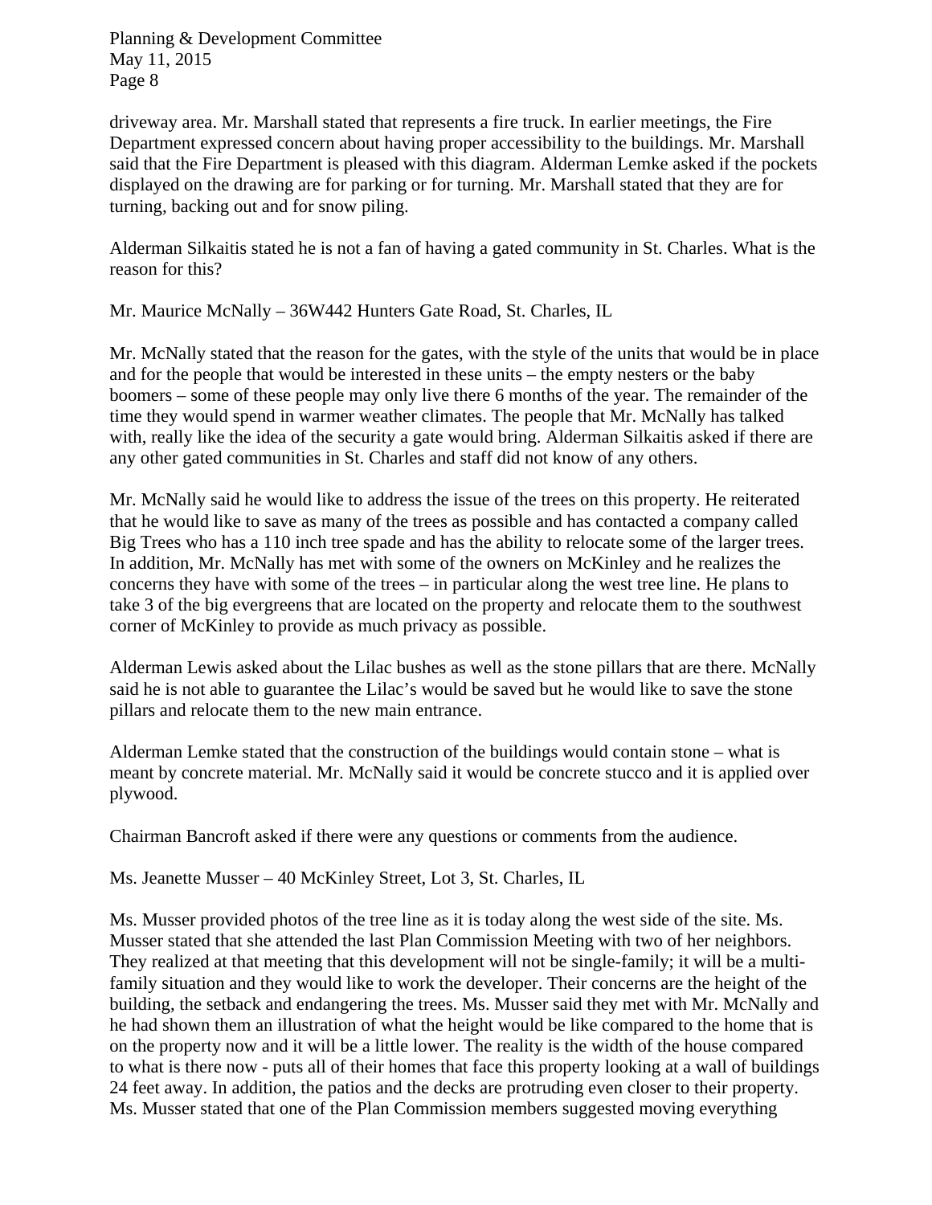driveway area. Mr. Marshall stated that represents a fire truck. In earlier meetings, the Fire Department expressed concern about having proper accessibility to the buildings. Mr. Marshall said that the Fire Department is pleased with this diagram. Alderman Lemke asked if the pockets displayed on the drawing are for parking or for turning. Mr. Marshall stated that they are for turning, backing out and for snow piling.

Alderman Silkaitis stated he is not a fan of having a gated community in St. Charles. What is the reason for this?

Mr. Maurice McNally – 36W442 Hunters Gate Road, St. Charles, IL

Mr. McNally stated that the reason for the gates, with the style of the units that would be in place and for the people that would be interested in these units – the empty nesters or the baby boomers – some of these people may only live there 6 months of the year. The remainder of the time they would spend in warmer weather climates. The people that Mr. McNally has talked with, really like the idea of the security a gate would bring. Alderman Silkaitis asked if there are any other gated communities in St. Charles and staff did not know of any others.

Mr. McNally said he would like to address the issue of the trees on this property. He reiterated that he would like to save as many of the trees as possible and has contacted a company called Big Trees who has a 110 inch tree spade and has the ability to relocate some of the larger trees. In addition, Mr. McNally has met with some of the owners on McKinley and he realizes the concerns they have with some of the trees – in particular along the west tree line. He plans to take 3 of the big evergreens that are located on the property and relocate them to the southwest corner of McKinley to provide as much privacy as possible.

Alderman Lewis asked about the Lilac bushes as well as the stone pillars that are there. McNally said he is not able to guarantee the Lilac's would be saved but he would like to save the stone pillars and relocate them to the new main entrance.

Alderman Lemke stated that the construction of the buildings would contain stone – what is meant by concrete material. Mr. McNally said it would be concrete stucco and it is applied over plywood.

Chairman Bancroft asked if there were any questions or comments from the audience.

Ms. Jeanette Musser – 40 McKinley Street, Lot 3, St. Charles, IL

Ms. Musser provided photos of the tree line as it is today along the west side of the site. Ms. Musser stated that she attended the last Plan Commission Meeting with two of her neighbors. They realized at that meeting that this development will not be single-family; it will be a multi-family situation and they would like to work the developer. Their concerns are the height of the building, the setback and endangering the trees. Ms. Musser said they met with Mr. McNally and he had shown them an illustration of what the height would be like compared to the home that is on the property now and it will be a little lower. The reality is the width of the house compared to what is there now - puts all of their homes that face this property looking at a wall of buildings 24 feet away. In addition, the patios and the decks are protruding even closer to their property. Ms. Musser stated that one of the Plan Commission members suggested moving everything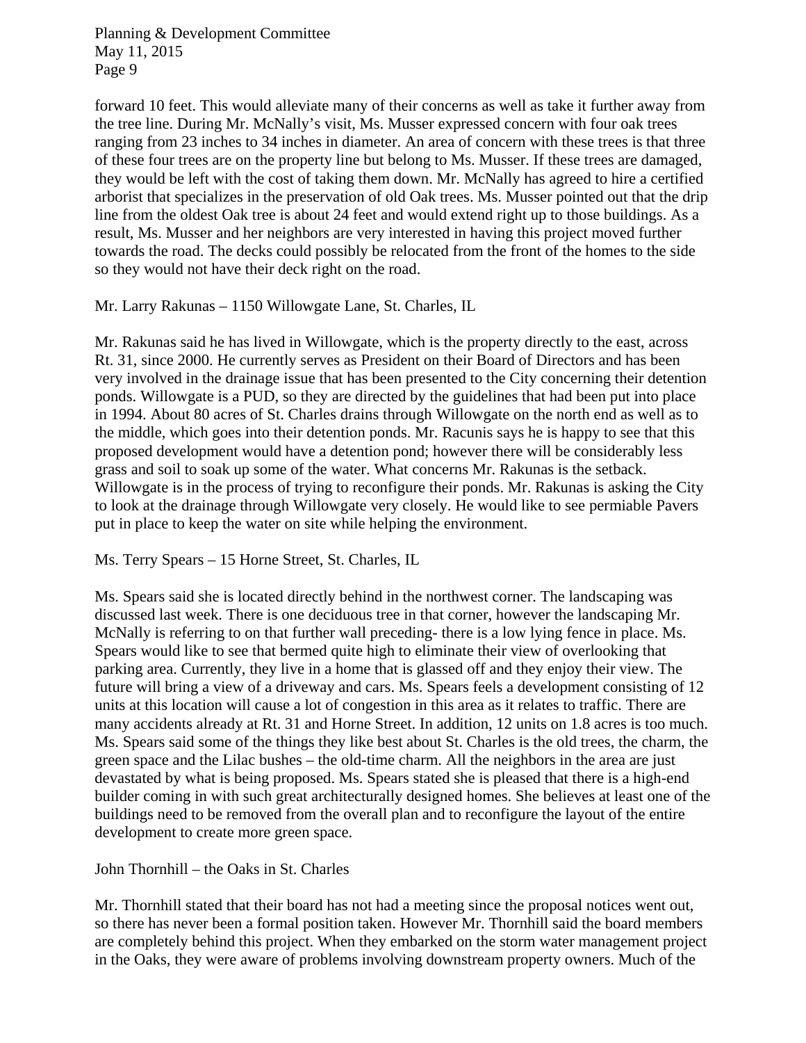forward 10 feet. This would alleviate many of their concerns as well as take it further away from the tree line. During Mr. McNally's visit, Ms. Musser expressed concern with four oak trees ranging from 23 inches to 34 inches in diameter. An area of concern with these trees is that three of these four trees are on the property line but belong to Ms. Musser. If these trees are damaged, they would be left with the cost of taking them down. Mr. McNally has agreed to hire a certified arborist that specializes in the preservation of old Oak trees. Ms. Musser pointed out that the drip line from the oldest Oak tree is about 24 feet and would extend right up to those buildings. As a result, Ms. Musser and her neighbors are very interested in having this project moved further towards the road. The decks could possibly be relocated from the front of the homes to the side so they would not have their deck right on the road.

Mr. Larry Rakunas – 1150 Willowgate Lane, St. Charles, IL

Mr. Rakunas said he has lived in Willowgate, which is the property directly to the east, across Rt. 31, since 2000. He currently serves as President on their Board of Directors and has been very involved in the drainage issue that has been presented to the City concerning their detention ponds. Willowgate is a PUD, so they are directed by the guidelines that had been put into place in 1994. About 80 acres of St. Charles drains through Willowgate on the north end as well as to the middle, which goes into their detention ponds. Mr. Racunis says he is happy to see that this proposed development would have a detention pond; however there will be considerably less grass and soil to soak up some of the water. What concerns Mr. Rakunas is the setback. Willowgate is in the process of trying to reconfigure their ponds. Mr. Rakunas is asking the City to look at the drainage through Willowgate very closely. He would like to see permiable Pavers put in place to keep the water on site while helping the environment.

Ms. Terry Spears – 15 Horne Street, St. Charles, IL

Ms. Spears said she is located directly behind in the northwest corner. The landscaping was discussed last week. There is one deciduous tree in that corner, however the landscaping Mr. McNally is referring to on that further wall preceding- there is a low lying fence in place. Ms. Spears would like to see that bermed quite high to eliminate their view of overlooking that parking area. Currently, they live in a home that is glassed off and they enjoy their view. The future will bring a view of a driveway and cars. Ms. Spears feels a development consisting of 12 units at this location will cause a lot of congestion in this area as it relates to traffic. There are many accidents already at Rt. 31 and Horne Street. In addition, 12 units on 1.8 acres is too much. Ms. Spears said some of the things they like best about St. Charles is the old trees, the charm, the green space and the Lilac bushes – the old-time charm. All the neighbors in the area are just devastated by what is being proposed. Ms. Spears stated she is pleased that there is a high-end builder coming in with such great architecturally designed homes. She believes at least one of the buildings need to be removed from the overall plan and to reconfigure the layout of the entire development to create more green space.

John Thornhill – the Oaks in St. Charles

Mr. Thornhill stated that their board has not had a meeting since the proposal notices went out, so there has never been a formal position taken. However Mr. Thornhill said the board members are completely behind this project. When they embarked on the storm water management project in the Oaks, they were aware of problems involving downstream property owners. Much of the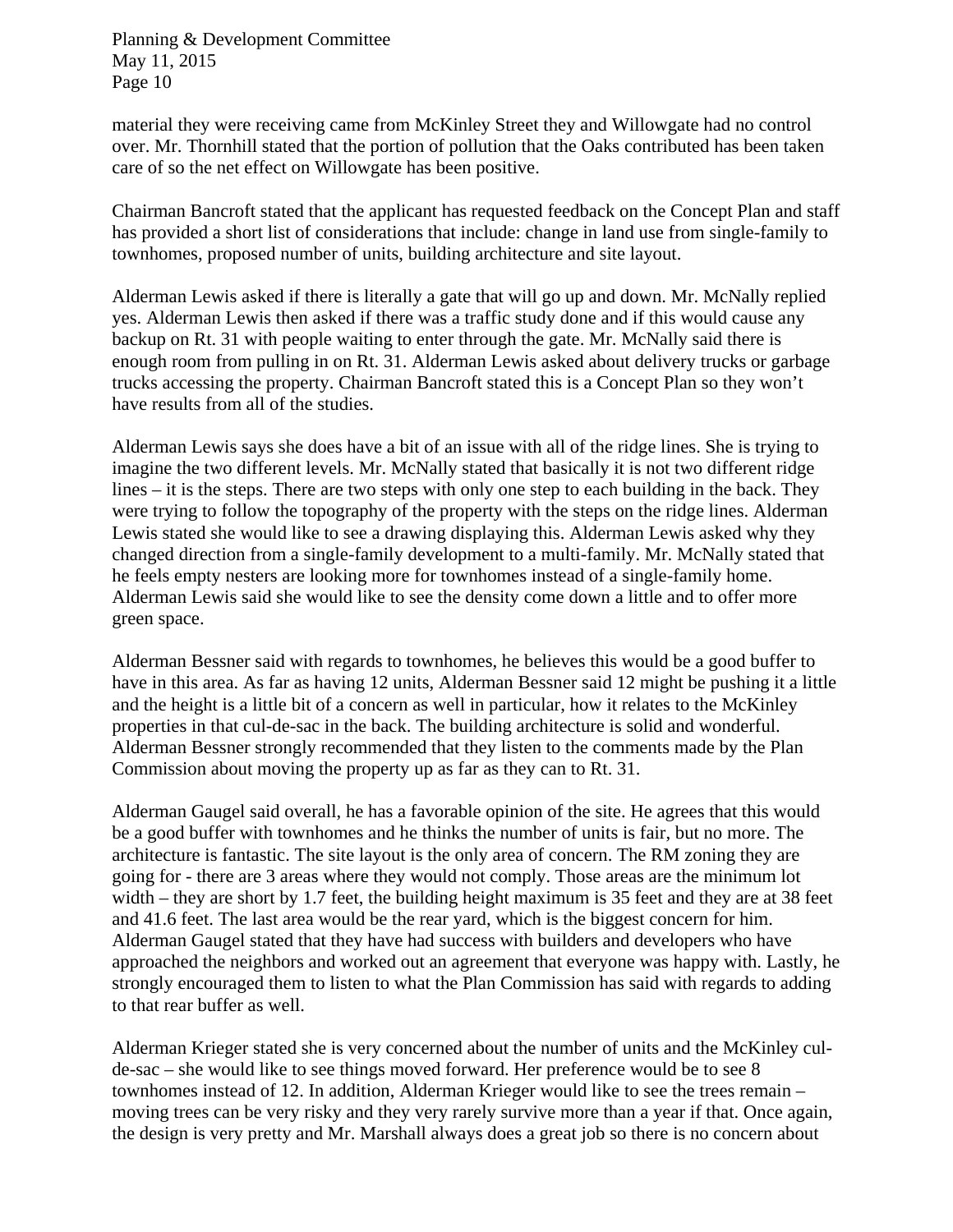material they were receiving came from McKinley Street they and Willowgate had no control over. Mr. Thornhill stated that the portion of pollution that the Oaks contributed has been taken care of so the net effect on Willowgate has been positive.

Chairman Bancroft stated that the applicant has requested feedback on the Concept Plan and staff has provided a short list of considerations that include: change in land use from single-family to townhomes, proposed number of units, building architecture and site layout.

Alderman Lewis asked if there is literally a gate that will go up and down. Mr. McNally replied yes. Alderman Lewis then asked if there was a traffic study done and if this would cause any backup on Rt. 31 with people waiting to enter through the gate. Mr. McNally said there is enough room from pulling in on Rt. 31. Alderman Lewis asked about delivery trucks or garbage trucks accessing the property. Chairman Bancroft stated this is a Concept Plan so they won't have results from all of the studies.

Alderman Lewis says she does have a bit of an issue with all of the ridge lines. She is trying to imagine the two different levels. Mr. McNally stated that basically it is not two different ridge lines – it is the steps. There are two steps with only one step to each building in the back. They were trying to follow the topography of the property with the steps on the ridge lines. Alderman Lewis stated she would like to see a drawing displaying this. Alderman Lewis asked why they changed direction from a single-family development to a multi-family. Mr. McNally stated that he feels empty nesters are looking more for townhomes instead of a single-family home. Alderman Lewis said she would like to see the density come down a little and to offer more green space.

Alderman Bessner said with regards to townhomes, he believes this would be a good buffer to have in this area. As far as having 12 units, Alderman Bessner said 12 might be pushing it a little and the height is a little bit of a concern as well in particular, how it relates to the McKinley properties in that cul-de-sac in the back. The building architecture is solid and wonderful. Alderman Bessner strongly recommended that they listen to the comments made by the Plan Commission about moving the property up as far as they can to Rt. 31.

Alderman Gaugel said overall, he has a favorable opinion of the site. He agrees that this would be a good buffer with townhomes and he thinks the number of units is fair, but no more. The architecture is fantastic. The site layout is the only area of concern. The RM zoning they are going for - there are 3 areas where they would not comply. Those areas are the minimum lot width – they are short by 1.7 feet, the building height maximum is 35 feet and they are at 38 feet and 41.6 feet. The last area would be the rear yard, which is the biggest concern for him. Alderman Gaugel stated that they have had success with builders and developers who have approached the neighbors and worked out an agreement that everyone was happy with. Lastly, he strongly encouraged them to listen to what the Plan Commission has said with regards to adding to that rear buffer as well.

Alderman Krieger stated she is very concerned about the number of units and the McKinley cul-de-sac – she would like to see things moved forward. Her preference would be to see 8 townhomes instead of 12. In addition, Alderman Krieger would like to see the trees remain – moving trees can be very risky and they very rarely survive more than a year if that. Once again, the design is very pretty and Mr. Marshall always does a great job so there is no concern about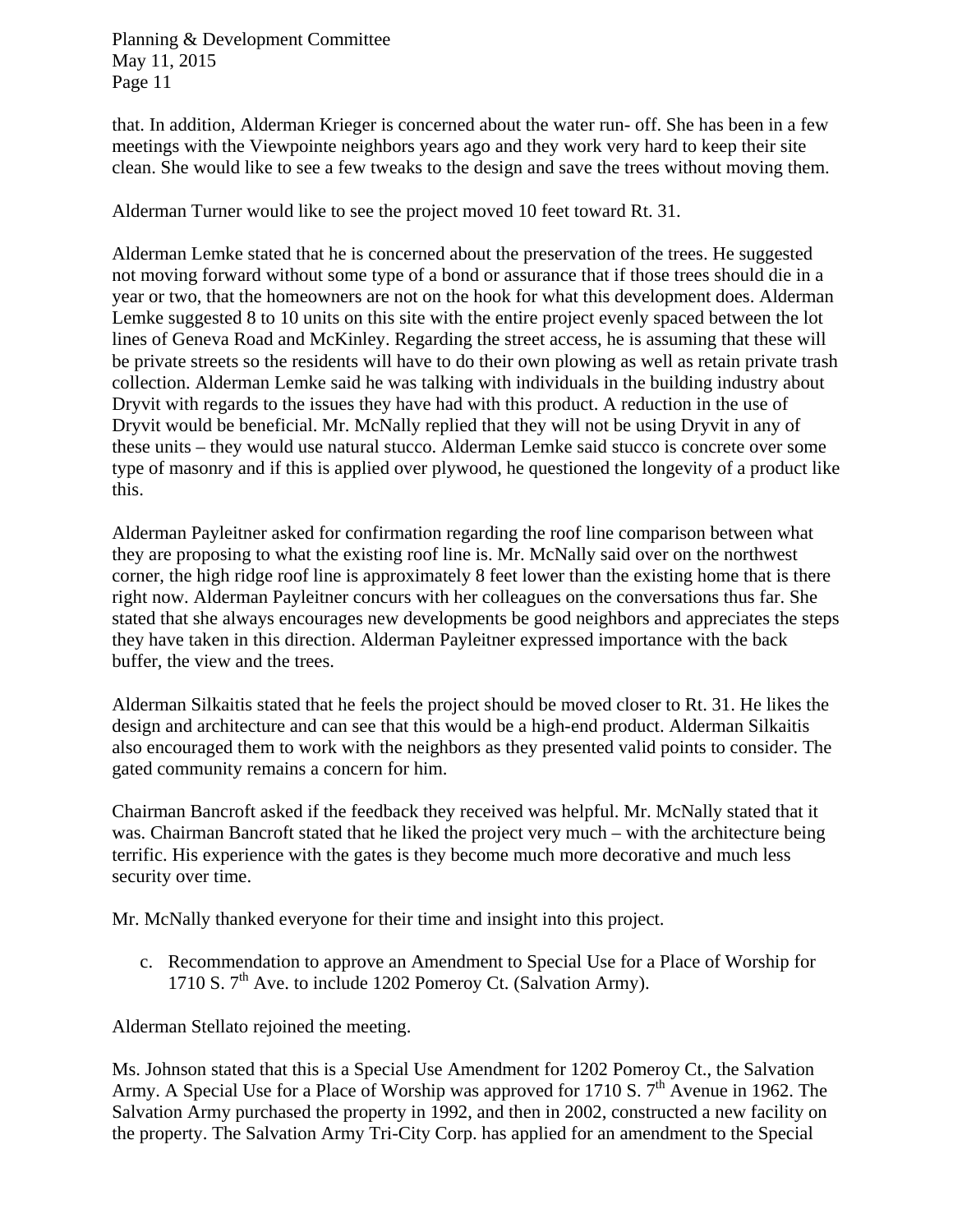that. In addition, Alderman Krieger is concerned about the water run- off. She has been in a few meetings with the Viewpointe neighbors years ago and they work very hard to keep their site clean. She would like to see a few tweaks to the design and save the trees without moving them.

Alderman Turner would like to see the project moved 10 feet toward Rt. 31.

Alderman Lemke stated that he is concerned about the preservation of the trees. He suggested not moving forward without some type of a bond or assurance that if those trees should die in a year or two, that the homeowners are not on the hook for what this development does. Alderman Lemke suggested 8 to 10 units on this site with the entire project evenly spaced between the lot lines of Geneva Road and McKinley. Regarding the street access, he is assuming that these will be private streets so the residents will have to do their own plowing as well as retain private trash collection. Alderman Lemke said he was talking with individuals in the building industry about Dryvit with regards to the issues they have had with this product. A reduction in the use of Dryvit would be beneficial. Mr. McNally replied that they will not be using Dryvit in any of these units – they would use natural stucco. Alderman Lemke said stucco is concrete over some type of masonry and if this is applied over plywood, he questioned the longevity of a product like this.

Alderman Payleitner asked for confirmation regarding the roof line comparison between what they are proposing to what the existing roof line is. Mr. McNally said over on the northwest corner, the high ridge roof line is approximately 8 feet lower than the existing home that is there right now. Alderman Payleitner concurs with her colleagues on the conversations thus far. She stated that she always encourages new developments be good neighbors and appreciates the steps they have taken in this direction. Alderman Payleitner expressed importance with the back buffer, the view and the trees.

Alderman Silkaitis stated that he feels the project should be moved closer to Rt. 31. He likes the design and architecture and can see that this would be a high-end product. Alderman Silkaitis also encouraged them to work with the neighbors as they presented valid points to consider. The gated community remains a concern for him.

Chairman Bancroft asked if the feedback they received was helpful. Mr. McNally stated that it was. Chairman Bancroft stated that he liked the project very much – with the architecture being terrific. His experience with the gates is they become much more decorative and much less security over time.

Mr. McNally thanked everyone for their time and insight into this project.

c. Recommendation to approve an Amendment to Special Use for a Place of Worship for 1710 S. 7th Ave. to include 1202 Pomeroy Ct. (Salvation Army).

Alderman Stellato rejoined the meeting.

Ms. Johnson stated that this is a Special Use Amendment for 1202 Pomeroy Ct., the Salvation Army. A Special Use for a Place of Worship was approved for 1710 S. 7th Avenue in 1962. The Salvation Army purchased the property in 1992, and then in 2002, constructed a new facility on the property. The Salvation Army Tri-City Corp. has applied for an amendment to the Special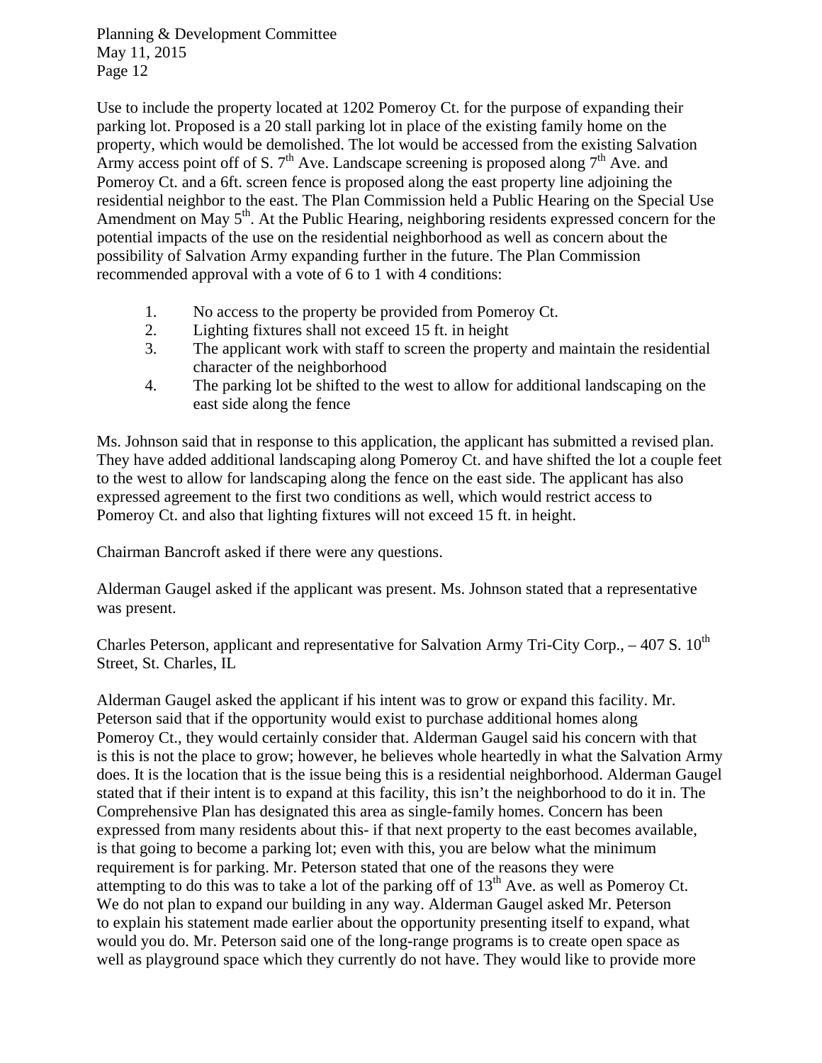Use to include the property located at 1202 Pomeroy Ct. for the purpose of expanding their parking lot. Proposed is a 20 stall parking lot in place of the existing family home on the property, which would be demolished. The lot would be accessed from the existing Salvation Army access point off of S. 7th Ave. Landscape screening is proposed along 7th Ave. and Pomeroy Ct. and a 6ft. screen fence is proposed along the east property line adjoining the residential neighbor to the east. The Plan Commission held a Public Hearing on the Special Use Amendment on May 5th. At the Public Hearing, neighboring residents expressed concern for the potential impacts of the use on the residential neighborhood as well as concern about the possibility of Salvation Army expanding further in the future. The Plan Commission recommended approval with a vote of 6 to 1 with 4 conditions:

1. No access to the property be provided from Pomeroy Ct.
2. Lighting fixtures shall not exceed 15 ft. in height
3. The applicant work with staff to screen the property and maintain the residential character of the neighborhood
4. The parking lot be shifted to the west to allow for additional landscaping on the east side along the fence

Ms. Johnson said that in response to this application, the applicant has submitted a revised plan. They have added additional landscaping along Pomeroy Ct. and have shifted the lot a couple feet to the west to allow for landscaping along the fence on the east side. The applicant has also expressed agreement to the first two conditions as well, which would restrict access to Pomeroy Ct. and also that lighting fixtures will not exceed 15 ft. in height.

Chairman Bancroft asked if there were any questions.

Alderman Gaugel asked if the applicant was present. Ms. Johnson stated that a representative was present.

Charles Peterson, applicant and representative for Salvation Army Tri-City Corp., – 407 S. 10th Street, St. Charles, IL

Alderman Gaugel asked the applicant if his intent was to grow or expand this facility. Mr. Peterson said that if the opportunity would exist to purchase additional homes along Pomeroy Ct., they would certainly consider that. Alderman Gaugel said his concern with that is this is not the place to grow; however, he believes whole heartedly in what the Salvation Army does. It is the location that is the issue being this is a residential neighborhood. Alderman Gaugel stated that if their intent is to expand at this facility, this isn't the neighborhood to do it in. The Comprehensive Plan has designated this area as single-family homes. Concern has been expressed from many residents about this- if that next property to the east becomes available, is that going to become a parking lot; even with this, you are below what the minimum requirement is for parking. Mr. Peterson stated that one of the reasons they were attempting to do this was to take a lot of the parking off of 13th Ave. as well as Pomeroy Ct. We do not plan to expand our building in any way. Alderman Gaugel asked Mr. Peterson to explain his statement made earlier about the opportunity presenting itself to expand, what would you do. Mr. Peterson said one of the long-range programs is to create open space as well as playground space which they currently do not have. They would like to provide more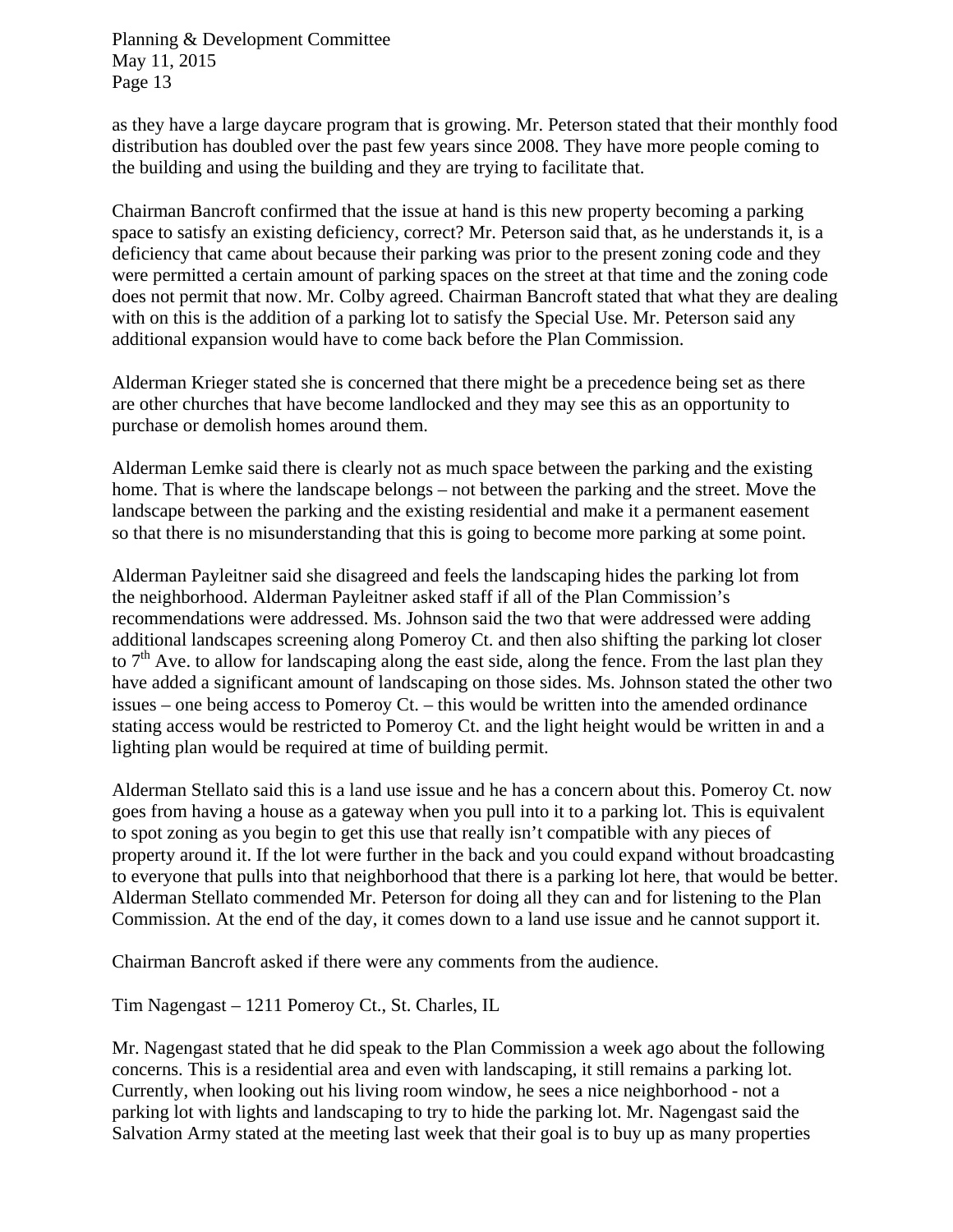as they have a large daycare program that is growing. Mr. Peterson stated that their monthly food distribution has doubled over the past few years since 2008. They have more people coming to the building and using the building and they are trying to facilitate that.

Chairman Bancroft confirmed that the issue at hand is this new property becoming a parking space to satisfy an existing deficiency, correct? Mr. Peterson said that, as he understands it, is a deficiency that came about because their parking was prior to the present zoning code and they were permitted a certain amount of parking spaces on the street at that time and the zoning code does not permit that now. Mr. Colby agreed. Chairman Bancroft stated that what they are dealing with on this is the addition of a parking lot to satisfy the Special Use. Mr. Peterson said any additional expansion would have to come back before the Plan Commission.

Alderman Krieger stated she is concerned that there might be a precedence being set as there are other churches that have become landlocked and they may see this as an opportunity to purchase or demolish homes around them.

Alderman Lemke said there is clearly not as much space between the parking and the existing home. That is where the landscape belongs – not between the parking and the street. Move the landscape between the parking and the existing residential and make it a permanent easement so that there is no misunderstanding that this is going to become more parking at some point.

Alderman Payleitner said she disagreed and feels the landscaping hides the parking lot from the neighborhood. Alderman Payleitner asked staff if all of the Plan Commission's recommendations were addressed. Ms. Johnson said the two that were addressed were adding additional landscapes screening along Pomeroy Ct. and then also shifting the parking lot closer to 7th Ave. to allow for landscaping along the east side, along the fence. From the last plan they have added a significant amount of landscaping on those sides. Ms. Johnson stated the other two issues – one being access to Pomeroy Ct. – this would be written into the amended ordinance stating access would be restricted to Pomeroy Ct. and the light height would be written in and a lighting plan would be required at time of building permit.

Alderman Stellato said this is a land use issue and he has a concern about this. Pomeroy Ct. now goes from having a house as a gateway when you pull into it to a parking lot. This is equivalent to spot zoning as you begin to get this use that really isn't compatible with any pieces of property around it. If the lot were further in the back and you could expand without broadcasting to everyone that pulls into that neighborhood that there is a parking lot here, that would be better. Alderman Stellato commended Mr. Peterson for doing all they can and for listening to the Plan Commission. At the end of the day, it comes down to a land use issue and he cannot support it.

Chairman Bancroft asked if there were any comments from the audience.

Tim Nagengast – 1211 Pomeroy Ct., St. Charles, IL

Mr. Nagengast stated that he did speak to the Plan Commission a week ago about the following concerns. This is a residential area and even with landscaping, it still remains a parking lot. Currently, when looking out his living room window, he sees a nice neighborhood - not a parking lot with lights and landscaping to try to hide the parking lot. Mr. Nagengast said the Salvation Army stated at the meeting last week that their goal is to buy up as many properties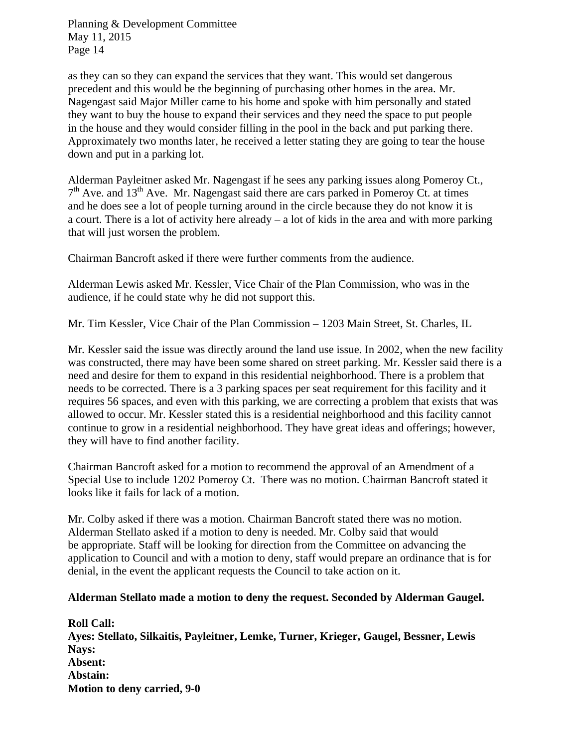as they can so they can expand the services that they want. This would set dangerous precedent and this would be the beginning of purchasing other homes in the area. Mr. Nagengast said Major Miller came to his home and spoke with him personally and stated they want to buy the house to expand their services and they need the space to put people in the house and they would consider filling in the pool in the back and put parking there. Approximately two months later, he received a letter stating they are going to tear the house down and put in a parking lot.

Alderman Payleitner asked Mr. Nagengast if he sees any parking issues along Pomeroy Ct., 7th Ave. and 13th Ave. Mr. Nagengast said there are cars parked in Pomeroy Ct. at times and he does see a lot of people turning around in the circle because they do not know it is a court. There is a lot of activity here already – a lot of kids in the area and with more parking that will just worsen the problem.

Chairman Bancroft asked if there were further comments from the audience.

Alderman Lewis asked Mr. Kessler, Vice Chair of the Plan Commission, who was in the audience, if he could state why he did not support this.

Mr. Tim Kessler, Vice Chair of the Plan Commission – 1203 Main Street, St. Charles, IL

Mr. Kessler said the issue was directly around the land use issue. In 2002, when the new facility was constructed, there may have been some shared on street parking. Mr. Kessler said there is a need and desire for them to expand in this residential neighborhood. There is a problem that needs to be corrected. There is a 3 parking spaces per seat requirement for this facility and it requires 56 spaces, and even with this parking, we are correcting a problem that exists that was allowed to occur. Mr. Kessler stated this is a residential neighborhood and this facility cannot continue to grow in a residential neighborhood. They have great ideas and offerings; however, they will have to find another facility.

Chairman Bancroft asked for a motion to recommend the approval of an Amendment of a Special Use to include 1202 Pomeroy Ct. There was no motion. Chairman Bancroft stated it looks like it fails for lack of a motion.

Mr. Colby asked if there was a motion. Chairman Bancroft stated there was no motion. Alderman Stellato asked if a motion to deny is needed. Mr. Colby said that would be appropriate. Staff will be looking for direction from the Committee on advancing the application to Council and with a motion to deny, staff would prepare an ordinance that is for denial, in the event the applicant requests the Council to take action on it.

**Alderman Stellato made a motion to deny the request. Seconded by Alderman Gaugel.**

**Roll Call:**
**Ayes: Stellato, Silkaitis, Payleitner, Lemke, Turner, Krieger, Gaugel, Bessner, Lewis**
**Nays:**
**Absent:**
**Abstain:**
**Motion to deny carried, 9-0**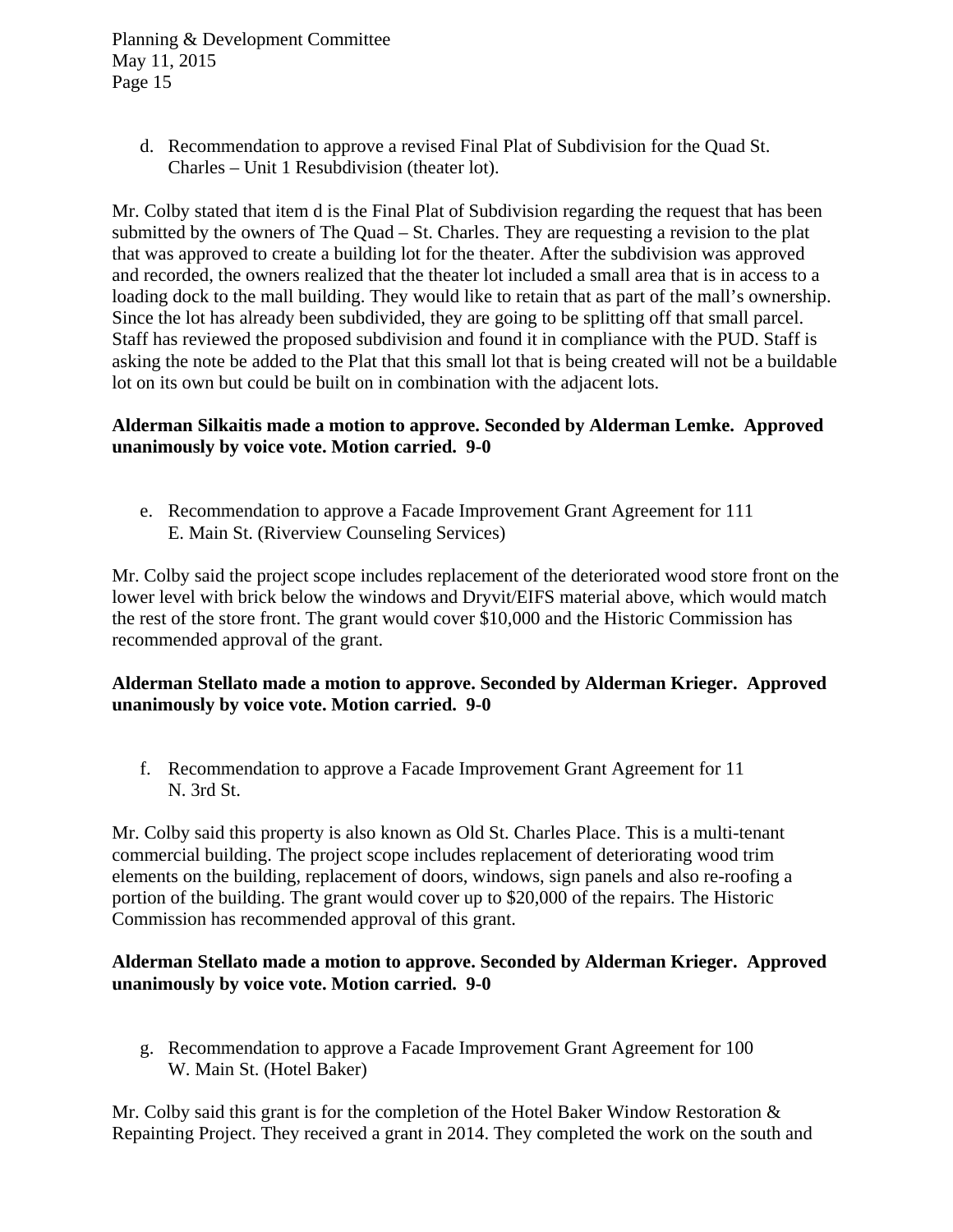d. Recommendation to approve a revised Final Plat of Subdivision for the Quad St. Charles – Unit 1 Resubdivision (theater lot).

Mr. Colby stated that item d is the Final Plat of Subdivision regarding the request that has been submitted by the owners of The Quad – St. Charles. They are requesting a revision to the plat that was approved to create a building lot for the theater. After the subdivision was approved and recorded, the owners realized that the theater lot included a small area that is in access to a loading dock to the mall building. They would like to retain that as part of the mall's ownership. Since the lot has already been subdivided, they are going to be splitting off that small parcel. Staff has reviewed the proposed subdivision and found it in compliance with the PUD. Staff is asking the note be added to the Plat that this small lot that is being created will not be a buildable lot on its own but could be built on in combination with the adjacent lots.

**Alderman Silkaitis made a motion to approve. Seconded by Alderman Lemke. Approved unanimously by voice vote. Motion carried. 9-0**

e. Recommendation to approve a Facade Improvement Grant Agreement for 111 E. Main St. (Riverview Counseling Services)

Mr. Colby said the project scope includes replacement of the deteriorated wood store front on the lower level with brick below the windows and Dryvit/EIFS material above, which would match the rest of the store front. The grant would cover $10,000 and the Historic Commission has recommended approval of the grant.

**Alderman Stellato made a motion to approve. Seconded by Alderman Krieger. Approved unanimously by voice vote. Motion carried. 9-0**

f. Recommendation to approve a Facade Improvement Grant Agreement for 11 N. 3rd St.

Mr. Colby said this property is also known as Old St. Charles Place. This is a multi-tenant commercial building. The project scope includes replacement of deteriorating wood trim elements on the building, replacement of doors, windows, sign panels and also re-roofing a portion of the building. The grant would cover up to $20,000 of the repairs. The Historic Commission has recommended approval of this grant.

**Alderman Stellato made a motion to approve. Seconded by Alderman Krieger. Approved unanimously by voice vote. Motion carried. 9-0**

g. Recommendation to approve a Facade Improvement Grant Agreement for 100 W. Main St. (Hotel Baker)

Mr. Colby said this grant is for the completion of the Hotel Baker Window Restoration & Repainting Project. They received a grant in 2014. They completed the work on the south and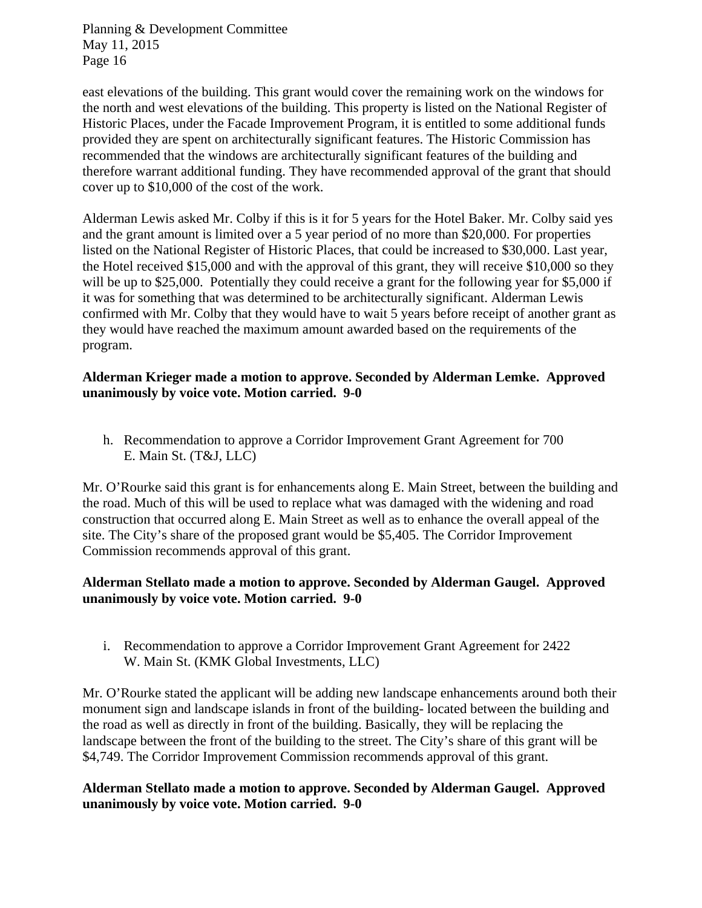east elevations of the building. This grant would cover the remaining work on the windows for the north and west elevations of the building. This property is listed on the National Register of Historic Places, under the Facade Improvement Program, it is entitled to some additional funds provided they are spent on architecturally significant features. The Historic Commission has recommended that the windows are architecturally significant features of the building and therefore warrant additional funding. They have recommended approval of the grant that should cover up to $10,000 of the cost of the work.

Alderman Lewis asked Mr. Colby if this is it for 5 years for the Hotel Baker. Mr. Colby said yes and the grant amount is limited over a 5 year period of no more than $20,000. For properties listed on the National Register of Historic Places, that could be increased to $30,000. Last year, the Hotel received $15,000 and with the approval of this grant, they will receive $10,000 so they will be up to $25,000. Potentially they could receive a grant for the following year for $5,000 if it was for something that was determined to be architecturally significant. Alderman Lewis confirmed with Mr. Colby that they would have to wait 5 years before receipt of another grant as they would have reached the maximum amount awarded based on the requirements of the program.

**Alderman Krieger made a motion to approve. Seconded by Alderman Lemke. Approved unanimously by voice vote. Motion carried. 9-0**

h. Recommendation to approve a Corridor Improvement Grant Agreement for 700 E. Main St. (T&J, LLC)

Mr. O'Rourke said this grant is for enhancements along E. Main Street, between the building and the road. Much of this will be used to replace what was damaged with the widening and road construction that occurred along E. Main Street as well as to enhance the overall appeal of the site. The City's share of the proposed grant would be $5,405. The Corridor Improvement Commission recommends approval of this grant.

**Alderman Stellato made a motion to approve. Seconded by Alderman Gaugel. Approved unanimously by voice vote. Motion carried. 9-0**

i. Recommendation to approve a Corridor Improvement Grant Agreement for 2422 W. Main St. (KMK Global Investments, LLC)

Mr. O'Rourke stated the applicant will be adding new landscape enhancements around both their monument sign and landscape islands in front of the building- located between the building and the road as well as directly in front of the building. Basically, they will be replacing the landscape between the front of the building to the street. The City's share of this grant will be $4,749. The Corridor Improvement Commission recommends approval of this grant.

**Alderman Stellato made a motion to approve. Seconded by Alderman Gaugel. Approved unanimously by voice vote. Motion carried. 9-0**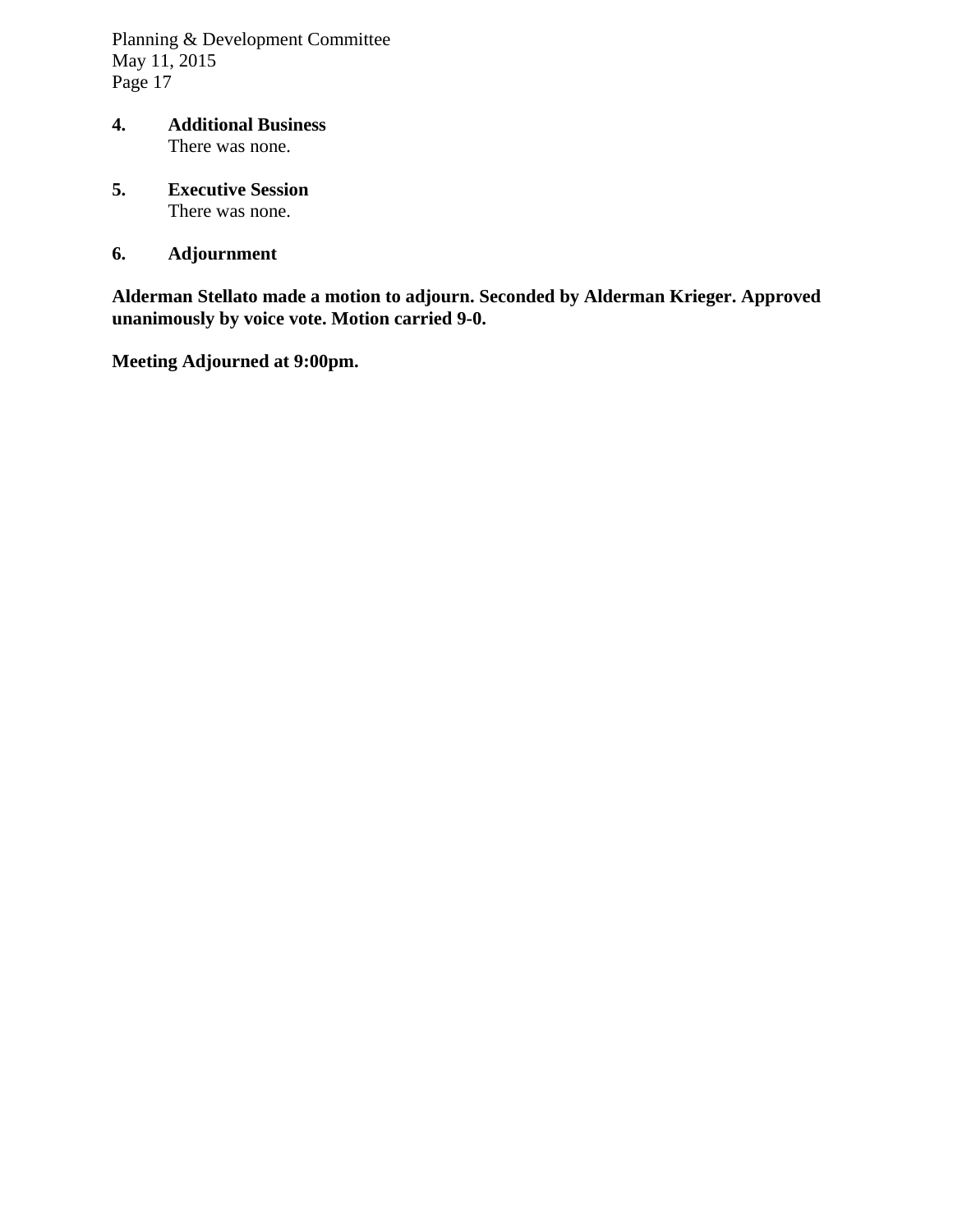**4. Additional Business**

There was none.

**5. Executive Session**

There was none.

**6. Adjournment**

**Alderman Stellato made a motion to adjourn. Seconded by Alderman Krieger. Approved unanimously by voice vote. Motion carried 9-0.**

**Meeting Adjourned at 9:00pm.**